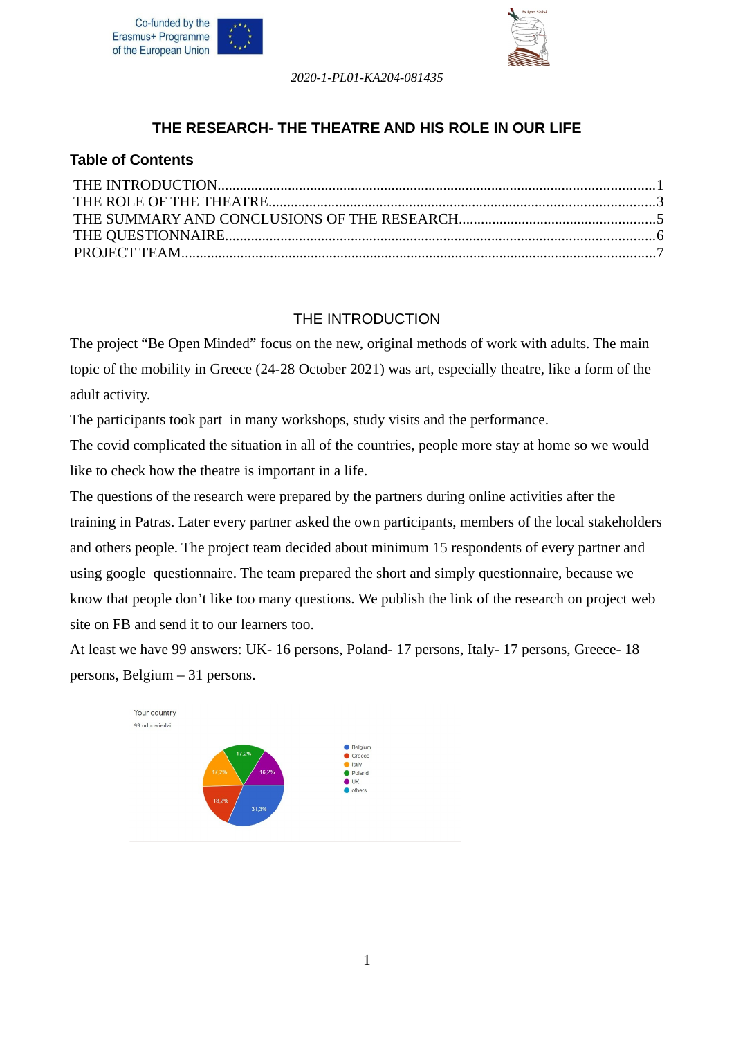2020-1-PL01-KA204-081435

# THE RESEARCH- THE THEATRE AND HIS ROLE IN OUR LIFE

## Table of Contents

THE INTRODUCTION....................................................................................................................1
THE ROLE OF THE THEATRE.......................................................................................................3
THE SUMMARY AND CONCLUSIONS OF THE RESEARCH.....................................................5
THE QUESTIONNAIRE..................................................................................................................6
PROJECT TEAM.............................................................................................................................7

## THE INTRODUCTION

The project "Be Open Minded" focus on the new, original methods of work with adults. The main topic of the mobility in Greece (24-28 October 2021) was art, especially theatre, like a form of the adult activity.

The participants took part in many workshops, study visits and the performance.

The covid complicated the situation in all of the countries, people more stay at home so we would like to check how the theatre is important in a life.

The questions of the research were prepared by the partners during online activities after the training in Patras. Later every partner asked the own participants, members of the local stakeholders and others people. The project team decided about minimum 15 respondents of every partner and using google questionnaire. The team prepared the short and simply questionnaire, because we know that people don't like too many questions. We publish the link of the research on project web site on FB and send it to our learners too.

At least we have 99 answers: UK- 16 persons, Poland- 17 persons, Italy- 17 persons, Greece- 18 persons, Belgium – 31 persons.

Your country
99 odpowiedzi

| Country | Share |
| --- | --- |
| Belgium | 31,3% |
| Greece | 18,2% |
| Italy | 17,2% |
| Poland | 17,2% |
| UK | 16,2% |
| others | |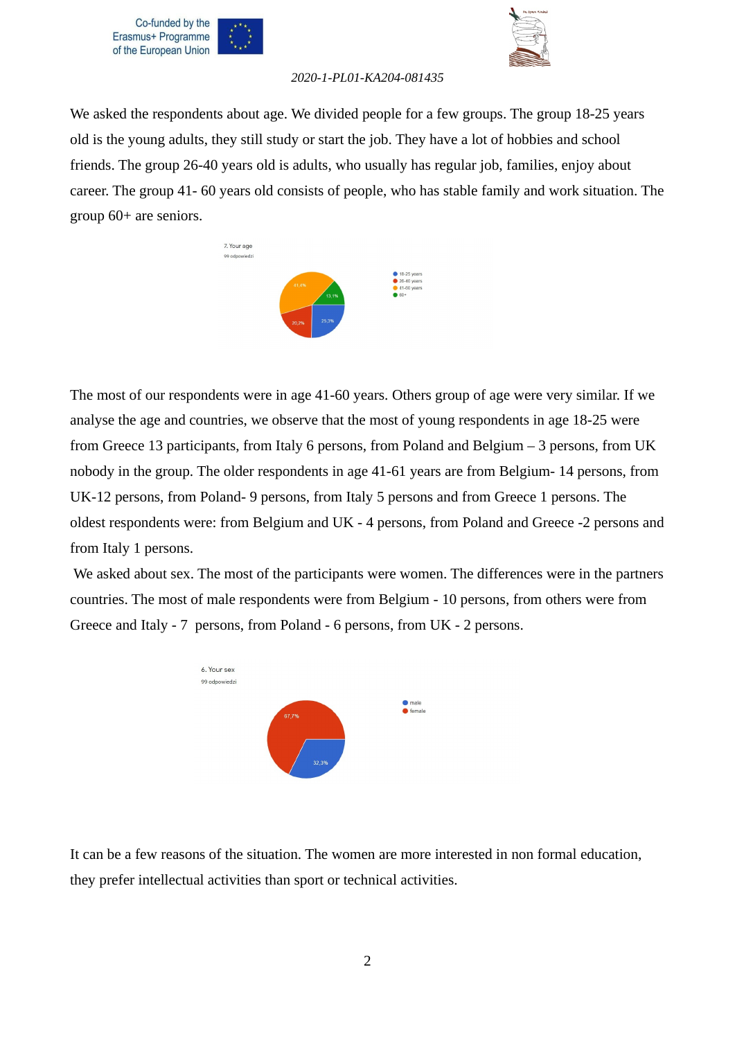We asked the respondents about age. We divided people for a few groups. The group 18-25 years old is the young adults, they still study or start the job. They have a lot of hobbies and school friends. The group 26-40 years old is adults, who usually has regular job, families, enjoy about career. The group 41- 60 years old consists of people, who has stable family and work situation. The group 60+ are seniors.

7. Your age

99 odpowiedzi

- 18-25 years: 25,3%
- 26-40 years: 20,2%
- 41-60 years: 41,4%
- 60+: 13,1%

The most of our respondents were in age 41-60 years. Others group of age were very similar. If we analyse the age and countries, we observe that the most of young respondents in age 18-25 were from Greece 13 participants, from Italy 6 persons, from Poland and Belgium – 3 persons, from UK nobody in the group. The older respondents in age 41-61 years are from Belgium- 14 persons, from UK-12 persons, from Poland- 9 persons, from Italy 5 persons and from Greece 1 persons. The oldest respondents were: from Belgium and UK - 4 persons, from Poland and Greece -2 persons and from Italy 1 persons.

We asked about sex. The most of the participants were women. The differences were in the partners countries. The most of male respondents were from Belgium - 10 persons, from others were from Greece and Italy - 7 persons, from Poland - 6 persons, from UK - 2 persons.

6. Your sex

99 odpowiedzi

- male: 32,3%
- female: 67,7%

It can be a few reasons of the situation. The women are more interested in non formal education, they prefer intellectual activities than sport or technical activities.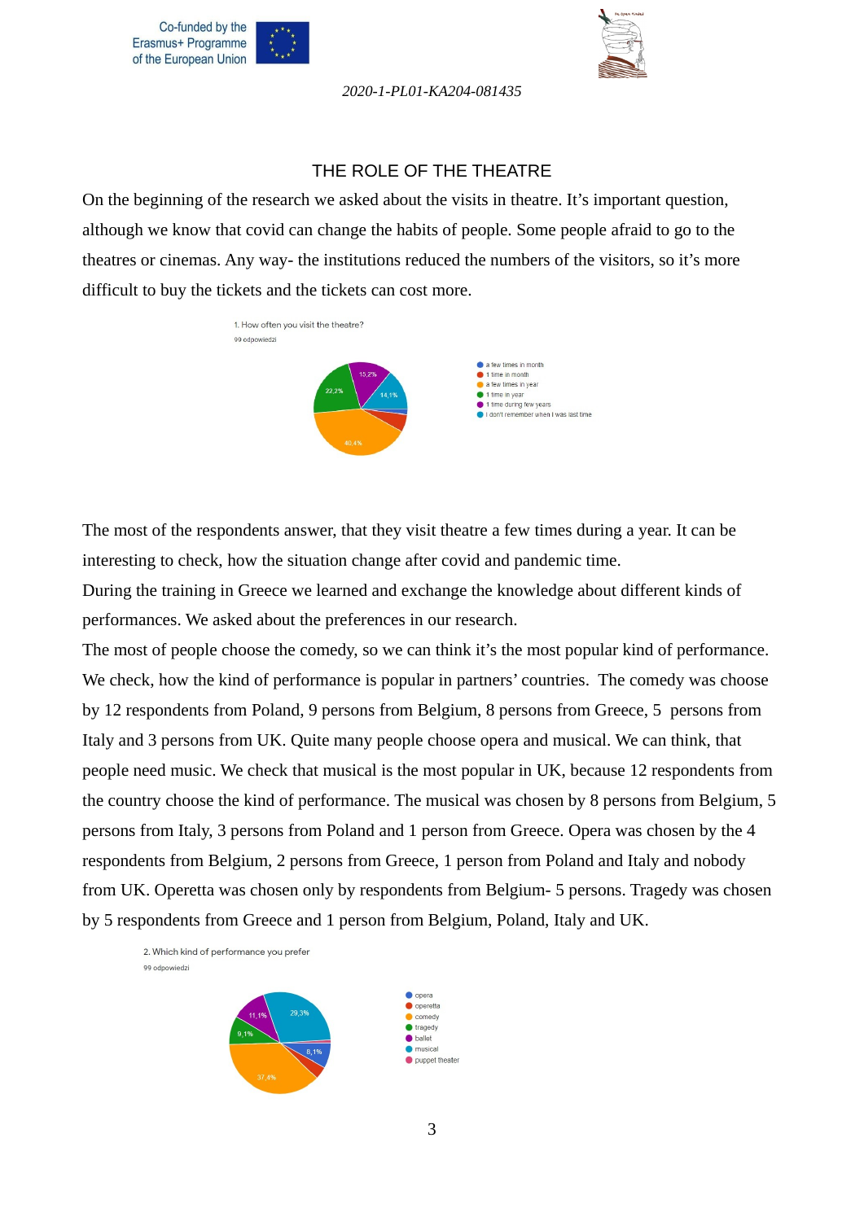## THE ROLE OF THE THEATRE

On the beginning of the research we asked about the visits in theatre. It's important question, although we know that covid can change the habits of people. Some people afraid to go to the theatres or cinemas. Any way- the institutions reduced the numbers of the visitors, so it's more difficult to buy the tickets and the tickets can cost more.

1. How often you visit the theatre?
99 odpowiedzi

- a few times in month
- 1 time in month
- a few times in year — 40,4%
- 1 time in year — 22,2%
- 1 time during few years — 15,2%
- I don't remember when I was last time — 14,1%

The most of the respondents answer, that they visit theatre a few times during a year. It can be interesting to check, how the situation change after covid and pandemic time.

During the training in Greece we learned and exchange the knowledge about different kinds of performances. We asked about the preferences in our research.

The most of people choose the comedy, so we can think it's the most popular kind of performance. We check, how the kind of performance is popular in partners' countries. The comedy was choose by 12 respondents from Poland, 9 persons from Belgium, 8 persons from Greece, 5 persons from Italy and 3 persons from UK. Quite many people choose opera and musical. We can think, that people need music. We check that musical is the most popular in UK, because 12 respondents from the country choose the kind of performance. The musical was chosen by 8 persons from Belgium, 5 persons from Italy, 3 persons from Poland and 1 person from Greece. Opera was chosen by the 4 respondents from Belgium, 2 persons from Greece, 1 person from Poland and Italy and nobody from UK. Operetta was chosen only by respondents from Belgium- 5 persons. Tragedy was chosen by 5 respondents from Greece and 1 person from Belgium, Poland, Italy and UK.

2. Which kind of performance you prefer
99 odpowiedzi

- opera — 8,1%
- operetta
- comedy — 37,4%
- tragedy — 9,1%
- ballet — 11,1%
- musical — 29,3%
- puppet theater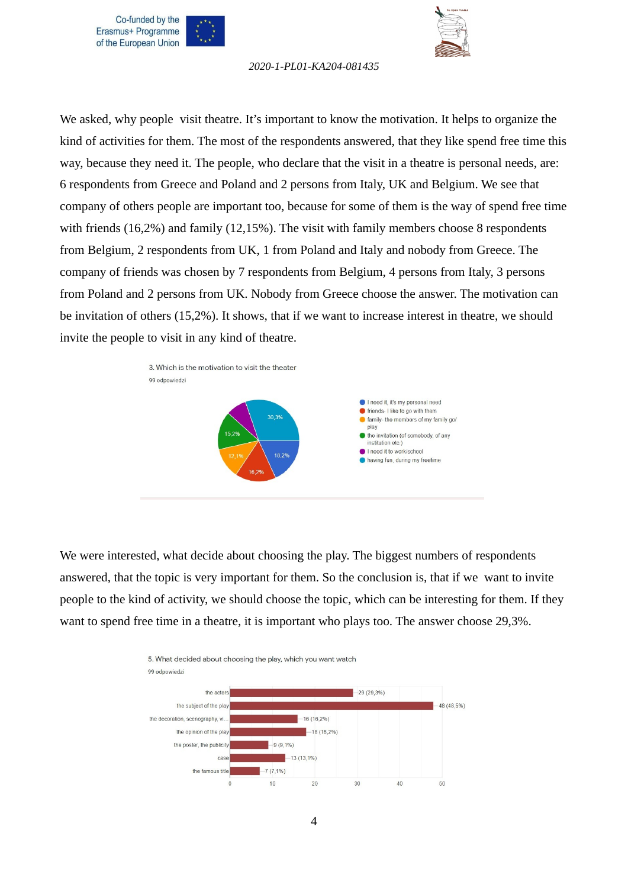We asked, why people visit theatre. It's important to know the motivation. It helps to organize the kind of activities for them. The most of the respondents answered, that they like spend free time this way, because they need it. The people, who declare that the visit in a theatre is personal needs, are: 6 respondents from Greece and Poland and 2 persons from Italy, UK and Belgium. We see that company of others people are important too, because for some of them is the way of spend free time with friends (16,2%) and family (12,15%). The visit with family members choose 8 respondents from Belgium, 2 respondents from UK, 1 from Poland and Italy and nobody from Greece. The company of friends was chosen by 7 respondents from Belgium, 4 persons from Italy, 3 persons from Poland and 2 persons from UK. Nobody from Greece choose the answer. The motivation can be invitation of others (15,2%). It shows, that if we want to increase interest in theatre, we should invite the people to visit in any kind of theatre.

3. Which is the motivation to visit the theater

99 odpowiedzi

| Answer | % |
|---|---|
| I need it, it's my personal need | 18,2% |
| friends- I like to go with them | 16,2% |
| family- the members of my family go/play | 12,1% |
| the invitation (of somebody, of any institution etc.) | 15,2% |
| I need it to work/school | |
| having fun, during my freetime | 30,3% |

We were interested, what decide about choosing the play. The biggest numbers of respondents answered, that the topic is very important for them. So the conclusion is, that if we want to invite people to the kind of activity, we should choose the topic, which can be interesting for them. If they want to spend free time in a theatre, it is important who plays too. The answer choose 29,3%.

5. What decided about choosing the play, which you want watch

99 odpowiedzi

| Answer | Responses |
|---|---|
| the actors | 29 (29,3%) |
| the subject of the play | 48 (48,5%) |
| the decoration, scenography, vi... | 16 (16,2%) |
| the opinion of the play | 18 (18,2%) |
| the poster, the publicity | 9 (9,1%) |
| case | 13 (13,1%) |
| the famous title | 7 (7,1%) |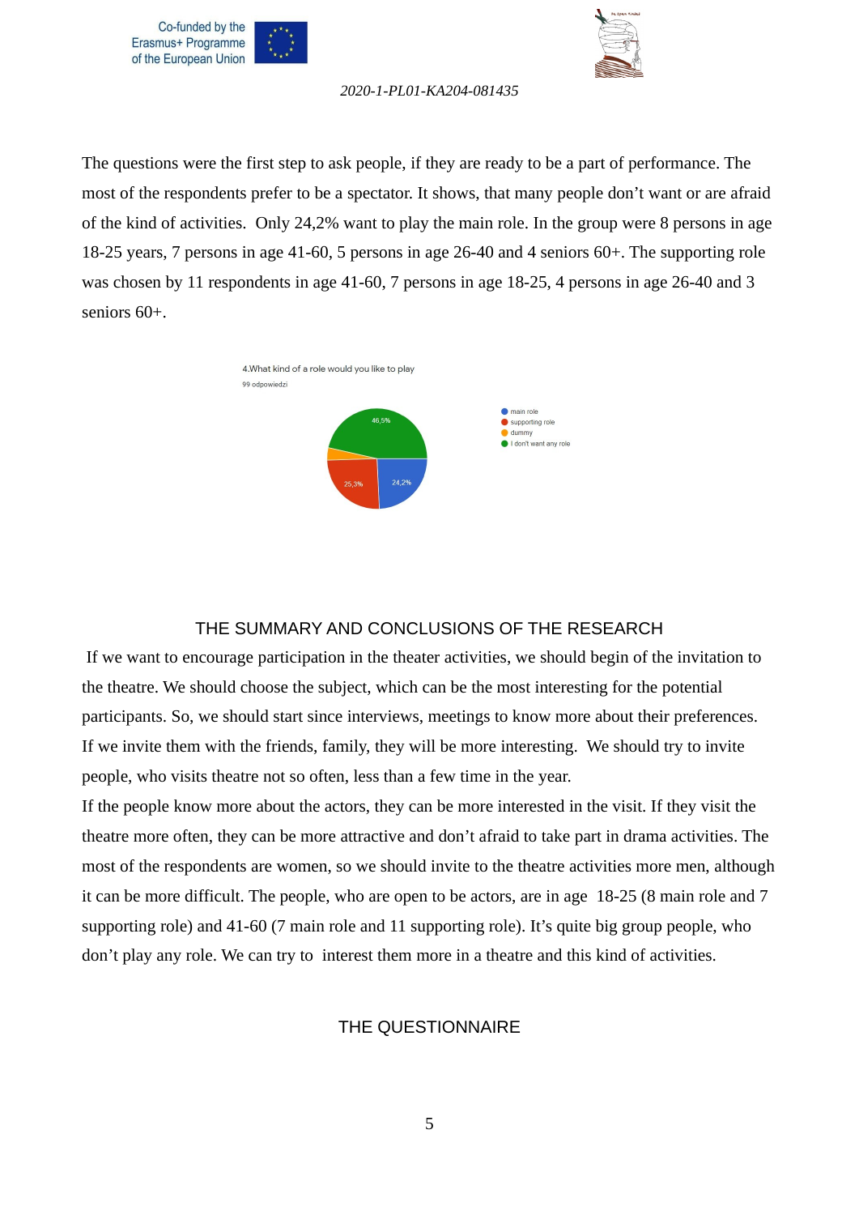The questions were the first step to ask people, if they are ready to be a part of performance. The most of the respondents prefer to be a spectator. It shows, that many people don't want or are afraid of the kind of activities.  Only 24,2% want to play the main role. In the group were 8 persons in age 18-25 years, 7 persons in age 41-60, 5 persons in age 26-40 and 4 seniors 60+. The supporting role was chosen by 11 respondents in age 41-60, 7 persons in age 18-25, 4 persons in age 26-40 and 3 seniors 60+.

4.What kind of a role would you like to play

99 odpowiedzi

- main role: 24,2%
- supporting role: 25,3%
- dummy
- I don't want any role: 46,5%

## THE SUMMARY AND CONCLUSIONS OF THE RESEARCH

If we want to encourage participation in the theater activities, we should begin of the invitation to the theatre. We should choose the subject, which can be the most interesting for the potential participants. So, we should start since interviews, meetings to know more about their preferences. If we invite them with the friends, family, they will be more interesting.  We should try to invite people, who visits theatre not so often, less than a few time in the year.

If the people know more about the actors, they can be more interested in the visit. If they visit the theatre more often, they can be more attractive and don't afraid to take part in drama activities. The most of the respondents are women, so we should invite to the theatre activities more men, although it can be more difficult. The people, who are open to be actors, are in age  18-25 (8 main role and 7 supporting role) and 41-60 (7 main role and 11 supporting role). It's quite big group people, who don't play any role. We can try to  interest them more in a theatre and this kind of activities.

## THE QUESTIONNAIRE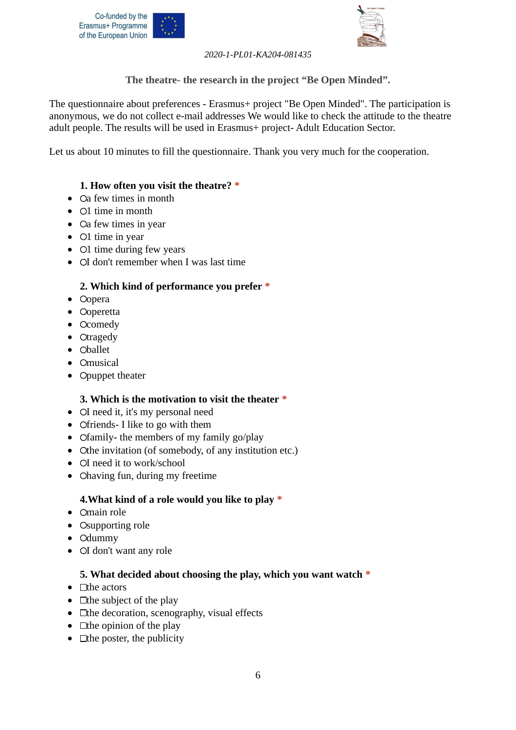Co-funded by the Erasmus+ Programme of the European Union

*2020-1-PL01-KA204-081435*

**The theatre- the research in the project "Be Open Minded".**

The questionnaire about preferences - Erasmus+ project "Be Open Minded". The participation is anonymous, we do not collect e-mail addresses We would like to check the attitude to the theatre adult people. The results will be used in Erasmus+ project- Adult Education Sector.

Let us about 10 minutes to fill the questionnaire. Thank you very much for the cooperation.

**1. How often you visit the theatre?** *

- ○a few times in month
- ○1 time in month
- ○a few times in year
- ○1 time in year
- ○1 time during few years
- ○I don't remember when I was last time

**2. Which kind of performance you prefer** *

- ○opera
- ○operetta
- ○comedy
- ○tragedy
- ○ballet
- ○musical
- ○puppet theater

**3. Which is the motivation to visit the theater** *

- ○I need it, it's my personal need
- ○friends- I like to go with them
- ○family- the members of my family go/play
- ○the invitation (of somebody, of any institution etc.)
- ○I need it to work/school
- ○having fun, during my freetime

**4.What kind of a role would you like to play** *

- ○main role
- ○supporting role
- ○dummy
- ○I don't want any role

**5. What decided about choosing the play, which you want watch** *

- ☐the actors
- ☐the subject of the play
- ☐the decoration, scenography, visual effects
- ☐the opinion of the play
- ☐the poster, the publicity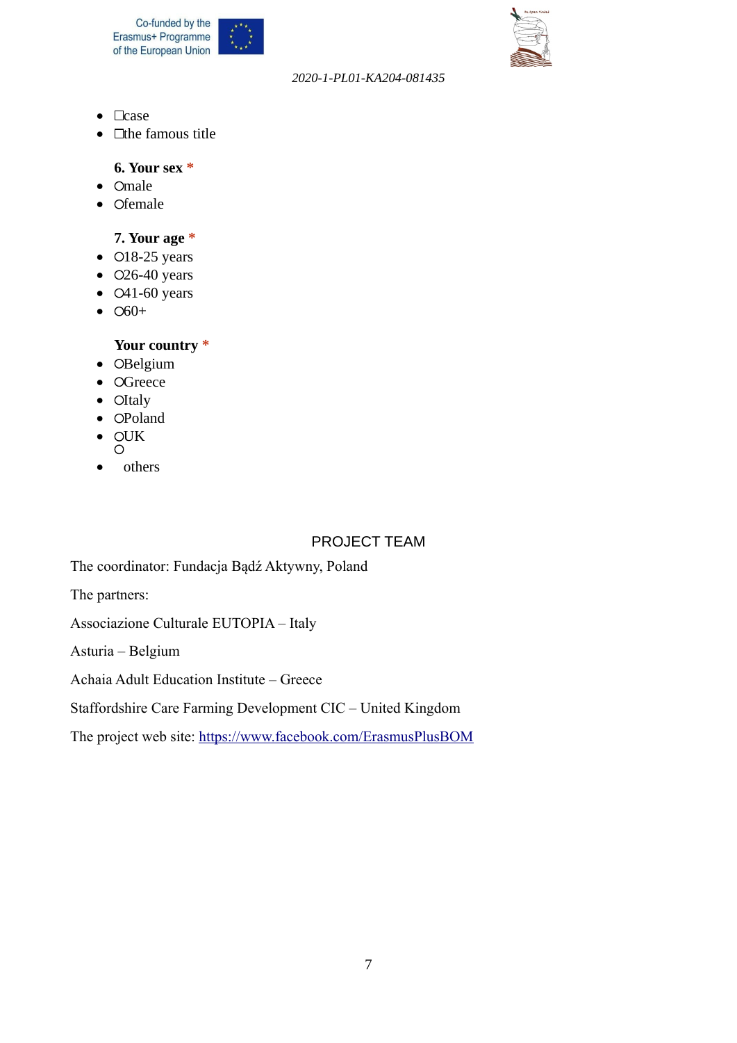- ☐case
- ☐the famous title

**6. Your sex** *

- ○male
- ○female

**7. Your age** *

- ○18-25 years
- ○26-40 years
- ○41-60 years
- ○60+

**Your country** *

- ○Belgium
- ○Greece
- ○Italy
- ○Poland
- ○UK
- ○ others

## PROJECT TEAM

The coordinator: Fundacja Bądź Aktywny, Poland

The partners:

Associazione Culturale EUTOPIA – Italy

Asturia – Belgium

Achaia Adult Education Institute – Greece

Staffordshire Care Farming Development CIC – United Kingdom

The project web site: https://www.facebook.com/ErasmusPlusBOM